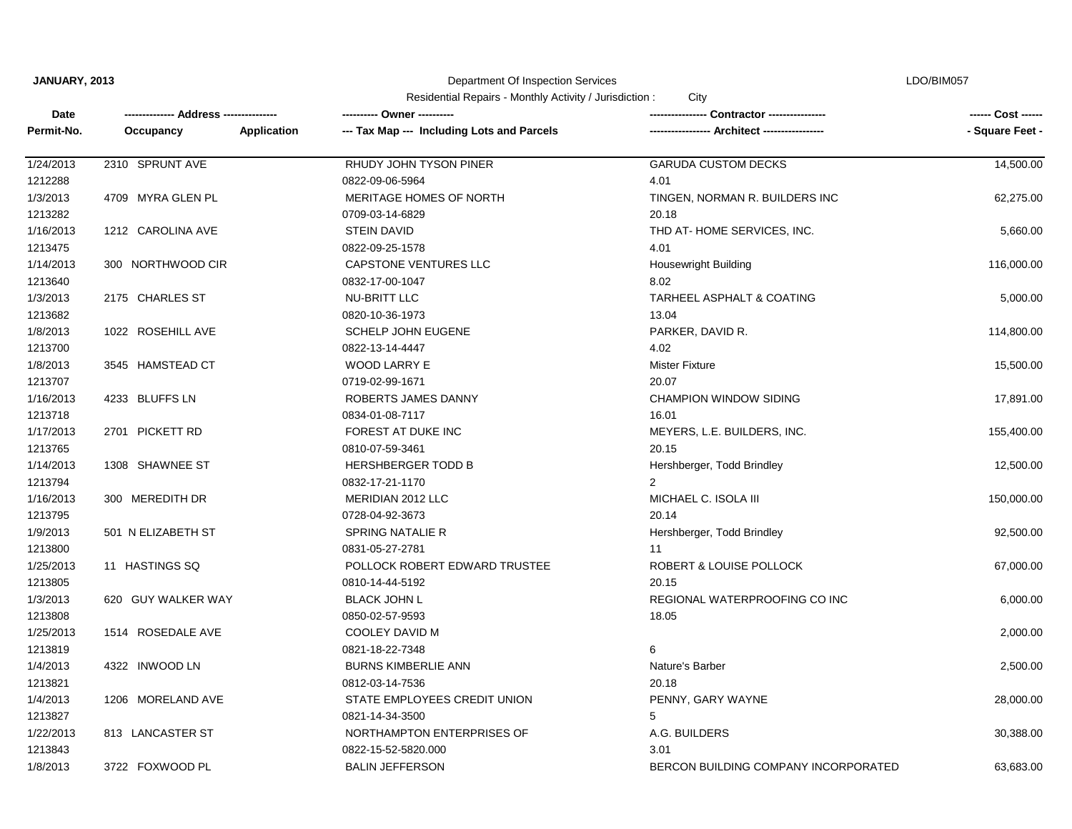**JANUARY, 2013** Department Of Inspection Services LDO/BIM057

Residential Repairs - Monthly Activity / Jurisdiction : City

| Date<br>Permit-No. | ------------- Address --------------<br>Occupancy | Application | ---------- Owner ----------<br>--- Tax Map --- Including Lots and Parcels | --------------- Contractor ---------------<br>---------------- Architect ---------------- | ------ Cost ------<br>- Square Feet - |
|---|---|---|---|---|---|
| 1/24/2013 | 2310 SPRUNT AVE | | RHUDY JOHN TYSON PINER | GARUDA CUSTOM DECKS | 14,500.00 |
| 1212288 | | | 0822-09-06-5964 | 4.01 | |
| 1/3/2013 | 4709 MYRA GLEN PL | | MERITAGE HOMES OF NORTH | TINGEN, NORMAN R. BUILDERS INC | 62,275.00 |
| 1213282 | | | 0709-03-14-6829 | 20.18 | |
| 1/16/2013 | 1212 CAROLINA AVE | | STEIN DAVID | THD AT- HOME SERVICES, INC. | 5,660.00 |
| 1213475 | | | 0822-09-25-1578 | 4.01 | |
| 1/14/2013 | 300 NORTHWOOD CIR | | CAPSTONE VENTURES LLC | Housewright Building | 116,000.00 |
| 1213640 | | | 0832-17-00-1047 | 8.02 | |
| 1/3/2013 | 2175 CHARLES ST | | NU-BRITT LLC | TARHEEL ASPHALT & COATING | 5,000.00 |
| 1213682 | | | 0820-10-36-1973 | 13.04 | |
| 1/8/2013 | 1022 ROSEHILL AVE | | SCHELP JOHN EUGENE | PARKER, DAVID R. | 114,800.00 |
| 1213700 | | | 0822-13-14-4447 | 4.02 | |
| 1/8/2013 | 3545 HAMSTEAD CT | | WOOD LARRY E | Mister Fixture | 15,500.00 |
| 1213707 | | | 0719-02-99-1671 | 20.07 | |
| 1/16/2013 | 4233 BLUFFS LN | | ROBERTS JAMES DANNY | CHAMPION WINDOW SIDING | 17,891.00 |
| 1213718 | | | 0834-01-08-7117 | 16.01 | |
| 1/17/2013 | 2701 PICKETT RD | | FOREST AT DUKE INC | MEYERS, L.E. BUILDERS, INC. | 155,400.00 |
| 1213765 | | | 0810-07-59-3461 | 20.15 | |
| 1/14/2013 | 1308 SHAWNEE ST | | HERSHBERGER TODD B | Hershberger, Todd Brindley | 12,500.00 |
| 1213794 | | | 0832-17-21-1170 | 2 | |
| 1/16/2013 | 300 MEREDITH DR | | MERIDIAN 2012 LLC | MICHAEL C. ISOLA III | 150,000.00 |
| 1213795 | | | 0728-04-92-3673 | 20.14 | |
| 1/9/2013 | 501 N ELIZABETH ST | | SPRING NATALIE R | Hershberger, Todd Brindley | 92,500.00 |
| 1213800 | | | 0831-05-27-2781 | 11 | |
| 1/25/2013 | 11 HASTINGS SQ | | POLLOCK ROBERT EDWARD TRUSTEE | ROBERT & LOUISE POLLOCK | 67,000.00 |
| 1213805 | | | 0810-14-44-5192 | 20.15 | |
| 1/3/2013 | 620 GUY WALKER WAY | | BLACK JOHN L | REGIONAL WATERPROOFING CO INC | 6,000.00 |
| 1213808 | | | 0850-02-57-9593 | 18.05 | |
| 1/25/2013 | 1514 ROSEDALE AVE | | COOLEY DAVID M | | 2,000.00 |
| 1213819 | | | 0821-18-22-7348 | 6 | |
| 1/4/2013 | 4322 INWOOD LN | | BURNS KIMBERLIE ANN | Nature's Barber | 2,500.00 |
| 1213821 | | | 0812-03-14-7536 | 20.18 | |
| 1/4/2013 | 1206 MORELAND AVE | | STATE EMPLOYEES CREDIT UNION | PENNY, GARY WAYNE | 28,000.00 |
| 1213827 | | | 0821-14-34-3500 | 5 | |
| 1/22/2013 | 813 LANCASTER ST | | NORTHAMPTON ENTERPRISES OF | A.G. BUILDERS | 30,388.00 |
| 1213843 | | | 0822-15-52-5820.000 | 3.01 | |
| 1/8/2013 | 3722 FOXWOOD PL | | BALIN JEFFERSON | BERCON BUILDING COMPANY INCORPORATED | 63,683.00 |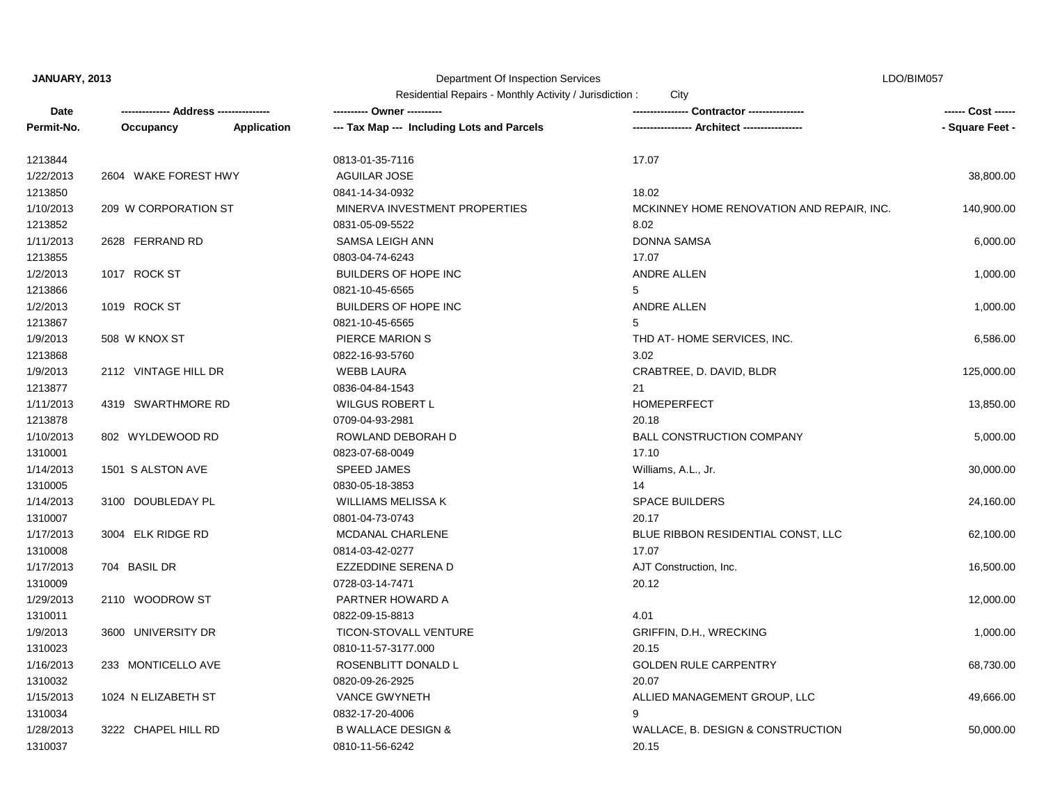**JANUARY, 2013** Department Of Inspection Services LDO/BIM057

Residential Repairs - Monthly Activity / Jurisdiction : City

| Date<br>Permit-No. | ------------- Address --------------<br>Occupancy Application | ---------- Owner ----------<br>--- Tax Map --- Including Lots and Parcels | --------------- Contractor ----------------<br>---------------- Architect ----------------- | ------ Cost ------<br>- Square Feet - |
|---|---|---|---|---|
| 1213844 | | 0813-01-35-7116 | 17.07 | |
| 1/22/2013 | 2604 WAKE FOREST HWY | AGUILAR JOSE | | 38,800.00 |
| 1213850 | | 0841-14-34-0932 | 18.02 | |
| 1/10/2013 | 209 W CORPORATION ST | MINERVA INVESTMENT PROPERTIES | MCKINNEY HOME RENOVATION AND REPAIR, INC. | 140,900.00 |
| 1213852 | | 0831-05-09-5522 | 8.02 | |
| 1/11/2013 | 2628 FERRAND RD | SAMSA LEIGH ANN | DONNA SAMSA | 6,000.00 |
| 1213855 | | 0803-04-74-6243 | 17.07 | |
| 1/2/2013 | 1017 ROCK ST | BUILDERS OF HOPE INC | ANDRE ALLEN | 1,000.00 |
| 1213866 | | 0821-10-45-6565 | 5 | |
| 1/2/2013 | 1019 ROCK ST | BUILDERS OF HOPE INC | ANDRE ALLEN | 1,000.00 |
| 1213867 | | 0821-10-45-6565 | 5 | |
| 1/9/2013 | 508 W KNOX ST | PIERCE MARION S | THD AT- HOME SERVICES, INC. | 6,586.00 |
| 1213868 | | 0822-16-93-5760 | 3.02 | |
| 1/9/2013 | 2112 VINTAGE HILL DR | WEBB LAURA | CRABTREE, D. DAVID, BLDR | 125,000.00 |
| 1213877 | | 0836-04-84-1543 | 21 | |
| 1/11/2013 | 4319 SWARTHMORE RD | WILGUS ROBERT L | HOMEPERFECT | 13,850.00 |
| 1213878 | | 0709-04-93-2981 | 20.18 | |
| 1/10/2013 | 802 WYLDEWOOD RD | ROWLAND DEBORAH D | BALL CONSTRUCTION COMPANY | 5,000.00 |
| 1310001 | | 0823-07-68-0049 | 17.10 | |
| 1/14/2013 | 1501 S ALSTON AVE | SPEED JAMES | Williams, A.L., Jr. | 30,000.00 |
| 1310005 | | 0830-05-18-3853 | 14 | |
| 1/14/2013 | 3100 DOUBLEDAY PL | WILLIAMS MELISSA K | SPACE BUILDERS | 24,160.00 |
| 1310007 | | 0801-04-73-0743 | 20.17 | |
| 1/17/2013 | 3004 ELK RIDGE RD | MCDANAL CHARLENE | BLUE RIBBON RESIDENTIAL CONST, LLC | 62,100.00 |
| 1310008 | | 0814-03-42-0277 | 17.07 | |
| 1/17/2013 | 704 BASIL DR | EZZEDDINE SERENA D | AJT Construction, Inc. | 16,500.00 |
| 1310009 | | 0728-03-14-7471 | 20.12 | |
| 1/29/2013 | 2110 WOODROW ST | PARTNER HOWARD A | | 12,000.00 |
| 1310011 | | 0822-09-15-8813 | 4.01 | |
| 1/9/2013 | 3600 UNIVERSITY DR | TICON-STOVALL VENTURE | GRIFFIN, D.H., WRECKING | 1,000.00 |
| 1310023 | | 0810-11-57-3177.000 | 20.15 | |
| 1/16/2013 | 233 MONTICELLO AVE | ROSENBLITT DONALD L | GOLDEN RULE CARPENTRY | 68,730.00 |
| 1310032 | | 0820-09-26-2925 | 20.07 | |
| 1/15/2013 | 1024 N ELIZABETH ST | VANCE GWYNETH | ALLIED MANAGEMENT GROUP, LLC | 49,666.00 |
| 1310034 | | 0832-17-20-4006 | 9 | |
| 1/28/2013 | 3222 CHAPEL HILL RD | B WALLACE DESIGN & | WALLACE, B. DESIGN & CONSTRUCTION | 50,000.00 |
| 1310037 | | 0810-11-56-6242 | 20.15 | |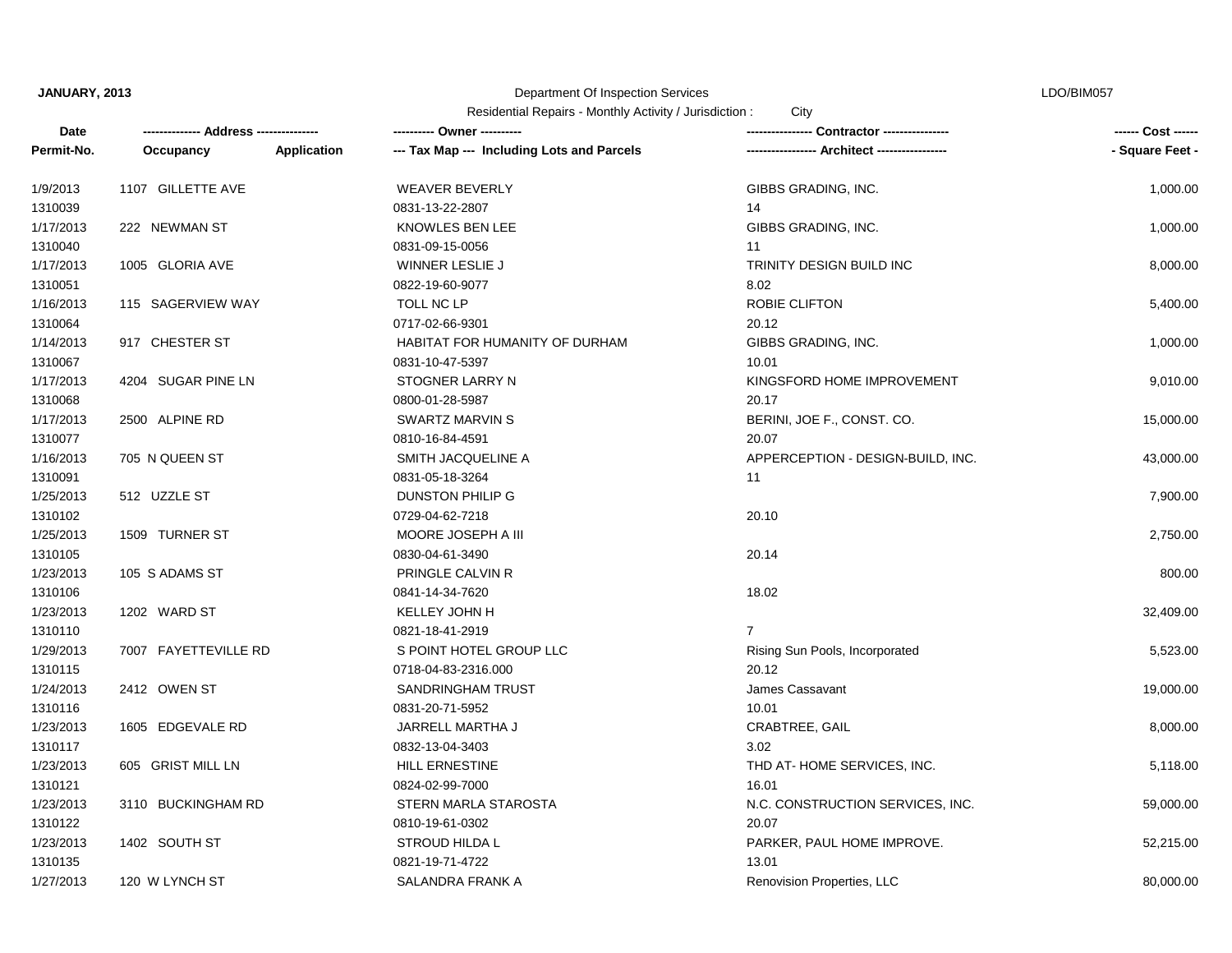**JANUARY, 2013** Department Of Inspection Services LDO/BIM057

Residential Repairs - Monthly Activity / Jurisdiction : City

| Date / Permit-No. | Address / Occupancy / Application | Owner / Tax Map (Including Lots and Parcels) | Contractor / Architect | Cost / Square Feet |
|---|---|---|---|---|
| 1/9/2013 | 1107 GILLETTE AVE | WEAVER BEVERLY | GIBBS GRADING, INC. | 1,000.00 |
| 1310039 | | 0831-13-22-2807 | 14 | |
| 1/17/2013 | 222 NEWMAN ST | KNOWLES BEN LEE | GIBBS GRADING, INC. | 1,000.00 |
| 1310040 | | 0831-09-15-0056 | 11 | |
| 1/17/2013 | 1005 GLORIA AVE | WINNER LESLIE J | TRINITY DESIGN BUILD INC | 8,000.00 |
| 1310051 | | 0822-19-60-9077 | 8.02 | |
| 1/16/2013 | 115 SAGERVIEW WAY | TOLL NC LP | ROBIE CLIFTON | 5,400.00 |
| 1310064 | | 0717-02-66-9301 | 20.12 | |
| 1/14/2013 | 917 CHESTER ST | HABITAT FOR HUMANITY OF DURHAM | GIBBS GRADING, INC. | 1,000.00 |
| 1310067 | | 0831-10-47-5397 | 10.01 | |
| 1/17/2013 | 4204 SUGAR PINE LN | STOGNER LARRY N | KINGSFORD HOME IMPROVEMENT | 9,010.00 |
| 1310068 | | 0800-01-28-5987 | 20.17 | |
| 1/17/2013 | 2500 ALPINE RD | SWARTZ MARVIN S | BERINI, JOE F., CONST. CO. | 15,000.00 |
| 1310077 | | 0810-16-84-4591 | 20.07 | |
| 1/16/2013 | 705 N QUEEN ST | SMITH JACQUELINE A | APPERCEPTION - DESIGN-BUILD, INC. | 43,000.00 |
| 1310091 | | 0831-05-18-3264 | 11 | |
| 1/25/2013 | 512 UZZLE ST | DUNSTON PHILIP G | | 7,900.00 |
| 1310102 | | 0729-04-62-7218 | 20.10 | |
| 1/25/2013 | 1509 TURNER ST | MOORE JOSEPH A III | | 2,750.00 |
| 1310105 | | 0830-04-61-3490 | 20.14 | |
| 1/23/2013 | 105 S ADAMS ST | PRINGLE CALVIN R | | 800.00 |
| 1310106 | | 0841-14-34-7620 | 18.02 | |
| 1/23/2013 | 1202 WARD ST | KELLEY JOHN H | | 32,409.00 |
| 1310110 | | 0821-18-41-2919 | 7 | |
| 1/29/2013 | 7007 FAYETTEVILLE RD | S POINT HOTEL GROUP LLC | Rising Sun Pools, Incorporated | 5,523.00 |
| 1310115 | | 0718-04-83-2316.000 | 20.12 | |
| 1/24/2013 | 2412 OWEN ST | SANDRINGHAM TRUST | James Cassavant | 19,000.00 |
| 1310116 | | 0831-20-71-5952 | 10.01 | |
| 1/23/2013 | 1605 EDGEVALE RD | JARRELL MARTHA J | CRABTREE, GAIL | 8,000.00 |
| 1310117 | | 0832-13-04-3403 | 3.02 | |
| 1/23/2013 | 605 GRIST MILL LN | HILL ERNESTINE | THD AT- HOME SERVICES, INC. | 5,118.00 |
| 1310121 | | 0824-02-99-7000 | 16.01 | |
| 1/23/2013 | 3110 BUCKINGHAM RD | STERN MARLA STAROSTA | N.C. CONSTRUCTION SERVICES, INC. | 59,000.00 |
| 1310122 | | 0810-19-61-0302 | 20.07 | |
| 1/23/2013 | 1402 SOUTH ST | STROUD HILDA L | PARKER, PAUL HOME IMPROVE. | 52,215.00 |
| 1310135 | | 0821-19-71-4722 | 13.01 | |
| 1/27/2013 | 120 W LYNCH ST | SALANDRA FRANK A | Renovision Properties, LLC | 80,000.00 |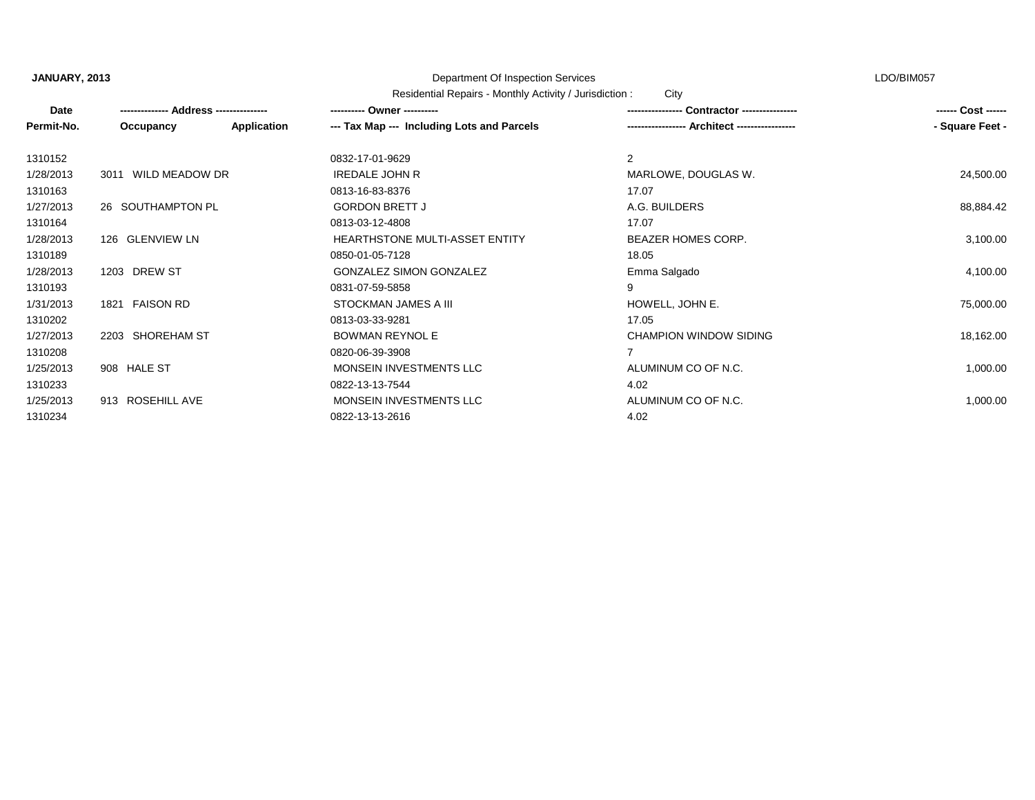**JANUARY, 2013** Department Of Inspection Services LDO/BIM057

Residential Repairs - Monthly Activity / Jurisdiction : City

| Date<br>Permit-No. | ------------- Address --------------<br>Occupancy | <br>Application | ---------- Owner ----------<br>--- Tax Map --- Including Lots and Parcels | --------------- Contractor ----------------<br>---------------- Architect ----------------- | ------ Cost ------<br>- Square Feet - |
|---|---|---|---|---|---|
| 1310152 | | | 0832-17-01-9629 | 2 | |
| 1/28/2013 | 3011 WILD MEADOW DR | | IREDALE JOHN R | MARLOWE, DOUGLAS W. | 24,500.00 |
| 1310163 | | | 0813-16-83-8376 | 17.07 | |
| 1/27/2013 | 26 SOUTHAMPTON PL | | GORDON BRETT J | A.G. BUILDERS | 88,884.42 |
| 1310164 | | | 0813-03-12-4808 | 17.07 | |
| 1/28/2013 | 126 GLENVIEW LN | | HEARTHSTONE MULTI-ASSET ENTITY | BEAZER HOMES CORP. | 3,100.00 |
| 1310189 | | | 0850-01-05-7128 | 18.05 | |
| 1/28/2013 | 1203 DREW ST | | GONZALEZ SIMON GONZALEZ | Emma Salgado | 4,100.00 |
| 1310193 | | | 0831-07-59-5858 | 9 | |
| 1/31/2013 | 1821 FAISON RD | | STOCKMAN JAMES A III | HOWELL, JOHN E. | 75,000.00 |
| 1310202 | | | 0813-03-33-9281 | 17.05 | |
| 1/27/2013 | 2203 SHOREHAM ST | | BOWMAN REYNOL E | CHAMPION WINDOW SIDING | 18,162.00 |
| 1310208 | | | 0820-06-39-3908 | 7 | |
| 1/25/2013 | 908 HALE ST | | MONSEIN INVESTMENTS LLC | ALUMINUM CO OF N.C. | 1,000.00 |
| 1310233 | | | 0822-13-13-7544 | 4.02 | |
| 1/25/2013 | 913 ROSEHILL AVE | | MONSEIN INVESTMENTS LLC | ALUMINUM CO OF N.C. | 1,000.00 |
| 1310234 | | | 0822-13-13-2616 | 4.02 | |